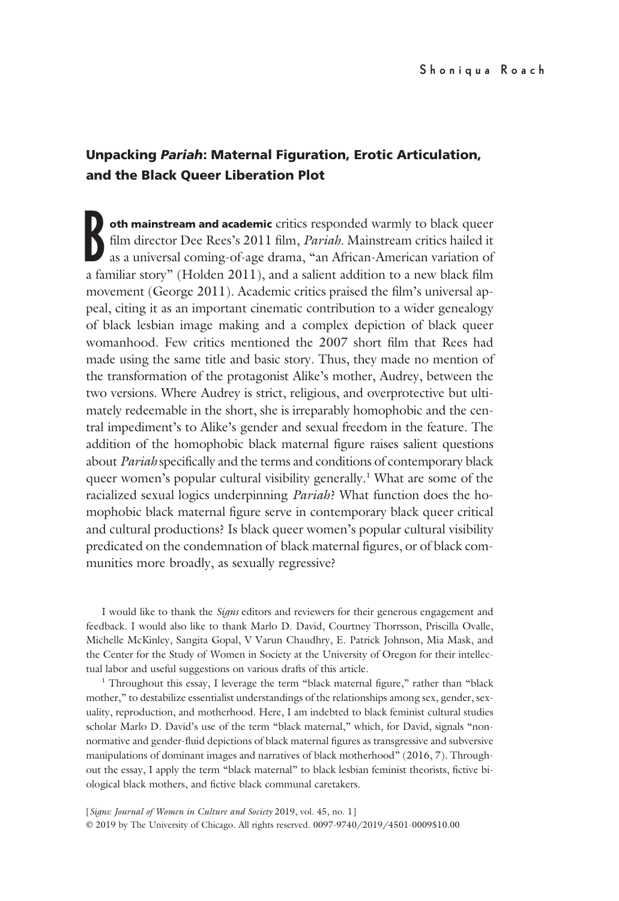Shoniqua Roach

# Unpacking *Pariah*: Maternal Figuration, Erotic Articulation, and the Black Queer Liberation Plot

**Both mainstream and academic** critics responded warmly to black queer film director Dee Rees's 2011 film, *Pariah*. Mainstream critics hailed it as a universal coming-of-age drama, "an African-American variation of a familiar story" (Holden 2011), and a salient addition to a new black film movement (George 2011). Academic critics praised the film's universal appeal, citing it as an important cinematic contribution to a wider genealogy of black lesbian image making and a complex depiction of black queer womanhood. Few critics mentioned the 2007 short film that Rees had made using the same title and basic story. Thus, they made no mention of the transformation of the protagonist Alike's mother, Audrey, between the two versions. Where Audrey is strict, religious, and overprotective but ultimately redeemable in the short, she is irreparably homophobic and the central impediment's to Alike's gender and sexual freedom in the feature. The addition of the homophobic black maternal figure raises salient questions about *Pariah* specifically and the terms and conditions of contemporary black queer women's popular cultural visibility generally.[1] What are some of the racialized sexual logics underpinning *Pariah*? What function does the homophobic black maternal figure serve in contemporary black queer critical and cultural productions? Is black queer women's popular cultural visibility predicated on the condemnation of black maternal figures, or of black communities more broadly, as sexually regressive?

I would like to thank the *Signs* editors and reviewers for their generous engagement and feedback. I would also like to thank Marlo D. David, Courtney Thorrsson, Priscilla Ovalle, Michelle McKinley, Sangita Gopal, V Varun Chaudhry, E. Patrick Johnson, Mia Mask, and the Center for the Study of Women in Society at the University of Oregon for their intellectual labor and useful suggestions on various drafts of this article.

[1] Throughout this essay, I leverage the term "black maternal figure," rather than "black mother," to destabilize essentialist understandings of the relationships among sex, gender, sexuality, reproduction, and motherhood. Here, I am indebted to black feminist cultural studies scholar Marlo D. David's use of the term "black maternal," which, for David, signals "non-normative and gender-fluid depictions of black maternal figures as transgressive and subversive manipulations of dominant images and narratives of black motherhood" (2016, 7). Throughout the essay, I apply the term "black maternal" to black lesbian feminist theorists, fictive biological black mothers, and fictive black communal caretakers.

[*Signs: Journal of Women in Culture and Society* 2019, vol. 45, no. 1]
© 2019 by The University of Chicago. All rights reserved. 0097-9740/2019/4501-0009$10.00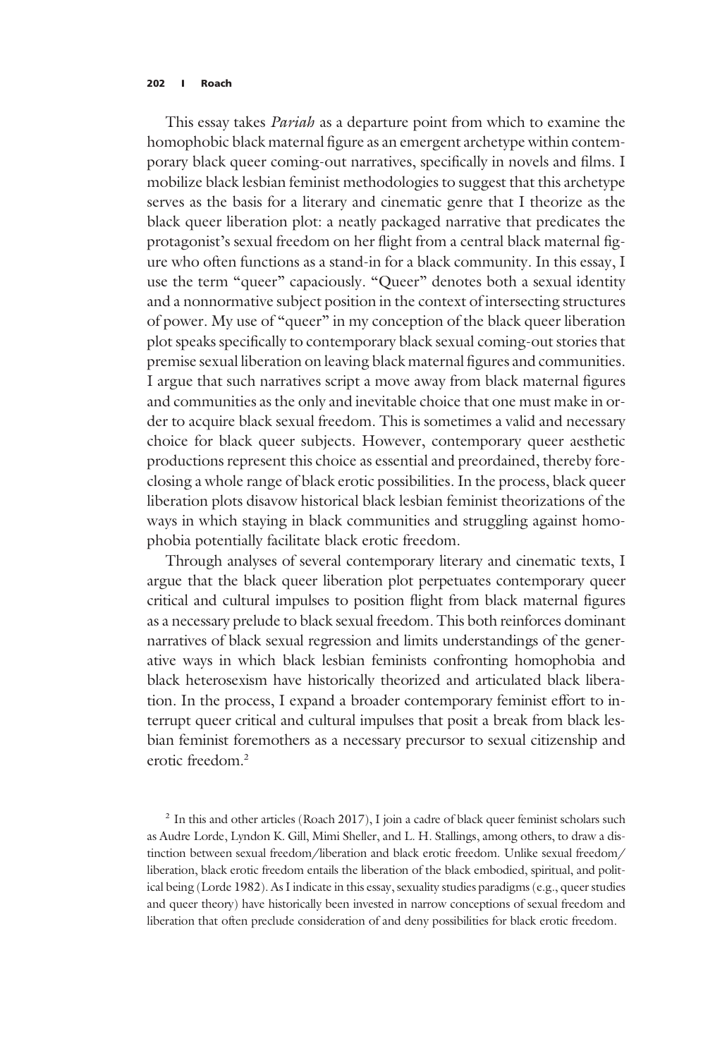This essay takes *Pariah* as a departure point from which to examine the homophobic black maternal figure as an emergent archetype within contemporary black queer coming-out narratives, specifically in novels and films. I mobilize black lesbian feminist methodologies to suggest that this archetype serves as the basis for a literary and cinematic genre that I theorize as the black queer liberation plot: a neatly packaged narrative that predicates the protagonist's sexual freedom on her flight from a central black maternal figure who often functions as a stand-in for a black community. In this essay, I use the term "queer" capaciously. "Queer" denotes both a sexual identity and a nonnormative subject position in the context of intersecting structures of power. My use of "queer" in my conception of the black queer liberation plot speaks specifically to contemporary black sexual coming-out stories that premise sexual liberation on leaving black maternal figures and communities. I argue that such narratives script a move away from black maternal figures and communities as the only and inevitable choice that one must make in order to acquire black sexual freedom. This is sometimes a valid and necessary choice for black queer subjects. However, contemporary queer aesthetic productions represent this choice as essential and preordained, thereby foreclosing a whole range of black erotic possibilities. In the process, black queer liberation plots disavow historical black lesbian feminist theorizations of the ways in which staying in black communities and struggling against homophobia potentially facilitate black erotic freedom.

Through analyses of several contemporary literary and cinematic texts, I argue that the black queer liberation plot perpetuates contemporary queer critical and cultural impulses to position flight from black maternal figures as a necessary prelude to black sexual freedom. This both reinforces dominant narratives of black sexual regression and limits understandings of the generative ways in which black lesbian feminists confronting homophobia and black heterosexism have historically theorized and articulated black liberation. In the process, I expand a broader contemporary feminist effort to interrupt queer critical and cultural impulses that posit a break from black lesbian feminist foremothers as a necessary precursor to sexual citizenship and erotic freedom.[2]

[2] In this and other articles (Roach 2017), I join a cadre of black queer feminist scholars such as Audre Lorde, Lyndon K. Gill, Mimi Sheller, and L. H. Stallings, among others, to draw a distinction between sexual freedom/liberation and black erotic freedom. Unlike sexual freedom/liberation, black erotic freedom entails the liberation of the black embodied, spiritual, and political being (Lorde 1982). As I indicate in this essay, sexuality studies paradigms (e.g., queer studies and queer theory) have historically been invested in narrow conceptions of sexual freedom and liberation that often preclude consideration of and deny possibilities for black erotic freedom.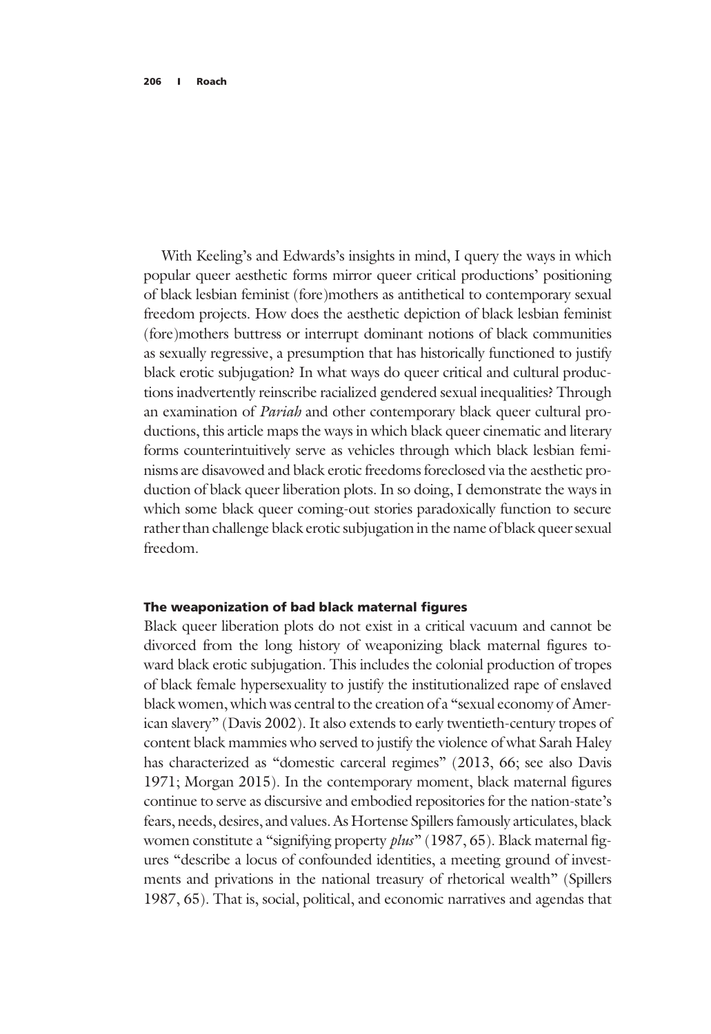With Keeling's and Edwards's insights in mind, I query the ways in which popular queer aesthetic forms mirror queer critical productions' positioning of black lesbian feminist (fore)mothers as antithetical to contemporary sexual freedom projects. How does the aesthetic depiction of black lesbian feminist (fore)mothers buttress or interrupt dominant notions of black communities as sexually regressive, a presumption that has historically functioned to justify black erotic subjugation? In what ways do queer critical and cultural productions inadvertently reinscribe racialized gendered sexual inequalities? Through an examination of *Pariah* and other contemporary black queer cultural productions, this article maps the ways in which black queer cinematic and literary forms counterintuitively serve as vehicles through which black lesbian feminisms are disavowed and black erotic freedoms foreclosed via the aesthetic production of black queer liberation plots. In so doing, I demonstrate the ways in which some black queer coming-out stories paradoxically function to secure rather than challenge black erotic subjugation in the name of black queer sexual freedom.

## The weaponization of bad black maternal figures

Black queer liberation plots do not exist in a critical vacuum and cannot be divorced from the long history of weaponizing black maternal figures toward black erotic subjugation. This includes the colonial production of tropes of black female hypersexuality to justify the institutionalized rape of enslaved black women, which was central to the creation of a "sexual economy of American slavery" (Davis 2002). It also extends to early twentieth-century tropes of content black mammies who served to justify the violence of what Sarah Haley has characterized as "domestic carceral regimes" (2013, 66; see also Davis 1971; Morgan 2015). In the contemporary moment, black maternal figures continue to serve as discursive and embodied repositories for the nation-state's fears, needs, desires, and values. As Hortense Spillers famously articulates, black women constitute a "signifying property *plus*" (1987, 65). Black maternal figures "describe a locus of confounded identities, a meeting ground of investments and privations in the national treasury of rhetorical wealth" (Spillers 1987, 65). That is, social, political, and economic narratives and agendas that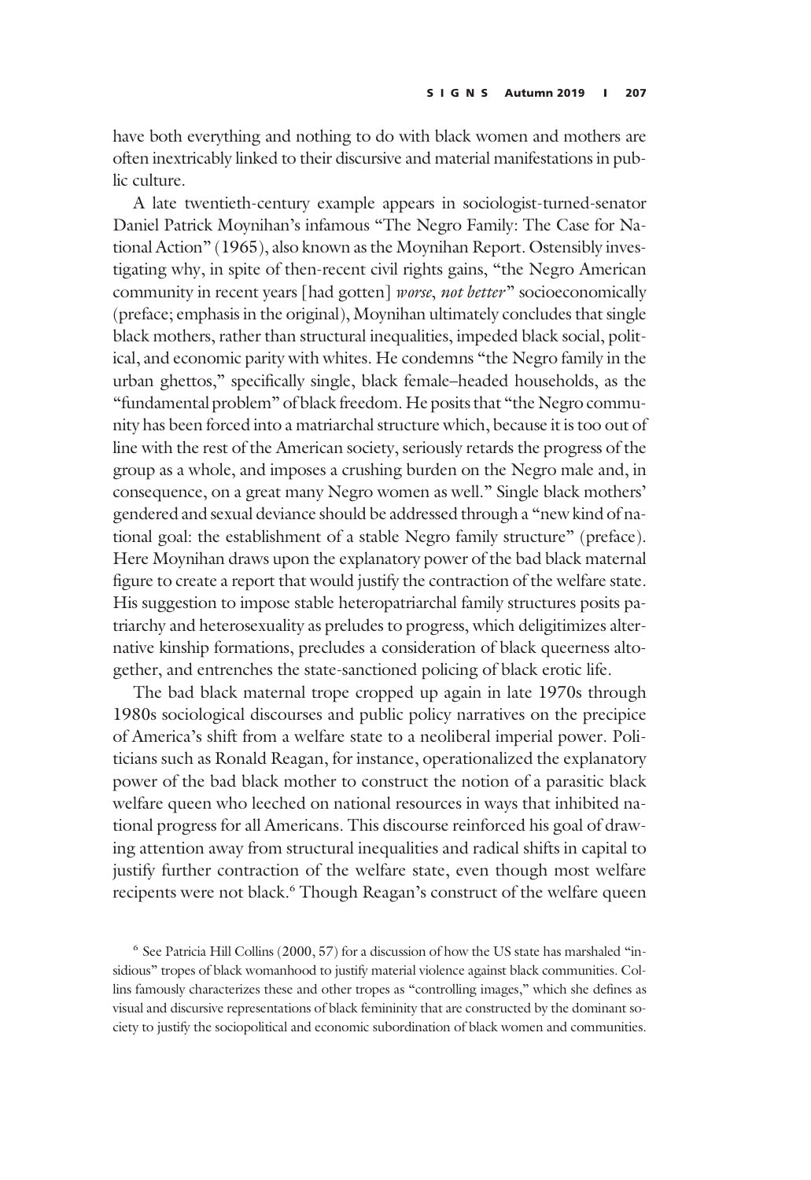have both everything and nothing to do with black women and mothers are often inextricably linked to their discursive and material manifestations in public culture.

A late twentieth-century example appears in sociologist-turned-senator Daniel Patrick Moynihan's infamous "The Negro Family: The Case for National Action" (1965), also known as the Moynihan Report. Ostensibly investigating why, in spite of then-recent civil rights gains, "the Negro American community in recent years [had gotten] *worse, not better*" socioeconomically (preface; emphasis in the original), Moynihan ultimately concludes that single black mothers, rather than structural inequalities, impeded black social, political, and economic parity with whites. He condemns "the Negro family in the urban ghettos," specifically single, black female–headed households, as the "fundamental problem" of black freedom. He posits that "the Negro community has been forced into a matriarchal structure which, because it is too out of line with the rest of the American society, seriously retards the progress of the group as a whole, and imposes a crushing burden on the Negro male and, in consequence, on a great many Negro women as well." Single black mothers' gendered and sexual deviance should be addressed through a "new kind of national goal: the establishment of a stable Negro family structure" (preface). Here Moynihan draws upon the explanatory power of the bad black maternal figure to create a report that would justify the contraction of the welfare state. His suggestion to impose stable heteropatriarchal family structures posits patriarchy and heterosexuality as preludes to progress, which deligitimizes alternative kinship formations, precludes a consideration of black queerness altogether, and entrenches the state-sanctioned policing of black erotic life.

The bad black maternal trope cropped up again in late 1970s through 1980s sociological discourses and public policy narratives on the precipice of America's shift from a welfare state to a neoliberal imperial power. Politicians such as Ronald Reagan, for instance, operationalized the explanatory power of the bad black mother to construct the notion of a parasitic black welfare queen who leeched on national resources in ways that inhibited national progress for all Americans. This discourse reinforced his goal of drawing attention away from structural inequalities and radical shifts in capital to justify further contraction of the welfare state, even though most welfare recipients were not black.[6] Though Reagan's construct of the welfare queen

[6] See Patricia Hill Collins (2000, 57) for a discussion of how the US state has marshaled "insidious" tropes of black womanhood to justify material violence against black communities. Collins famously characterizes these and other tropes as "controlling images," which she defines as visual and discursive representations of black femininity that are constructed by the dominant society to justify the sociopolitical and economic subordination of black women and communities.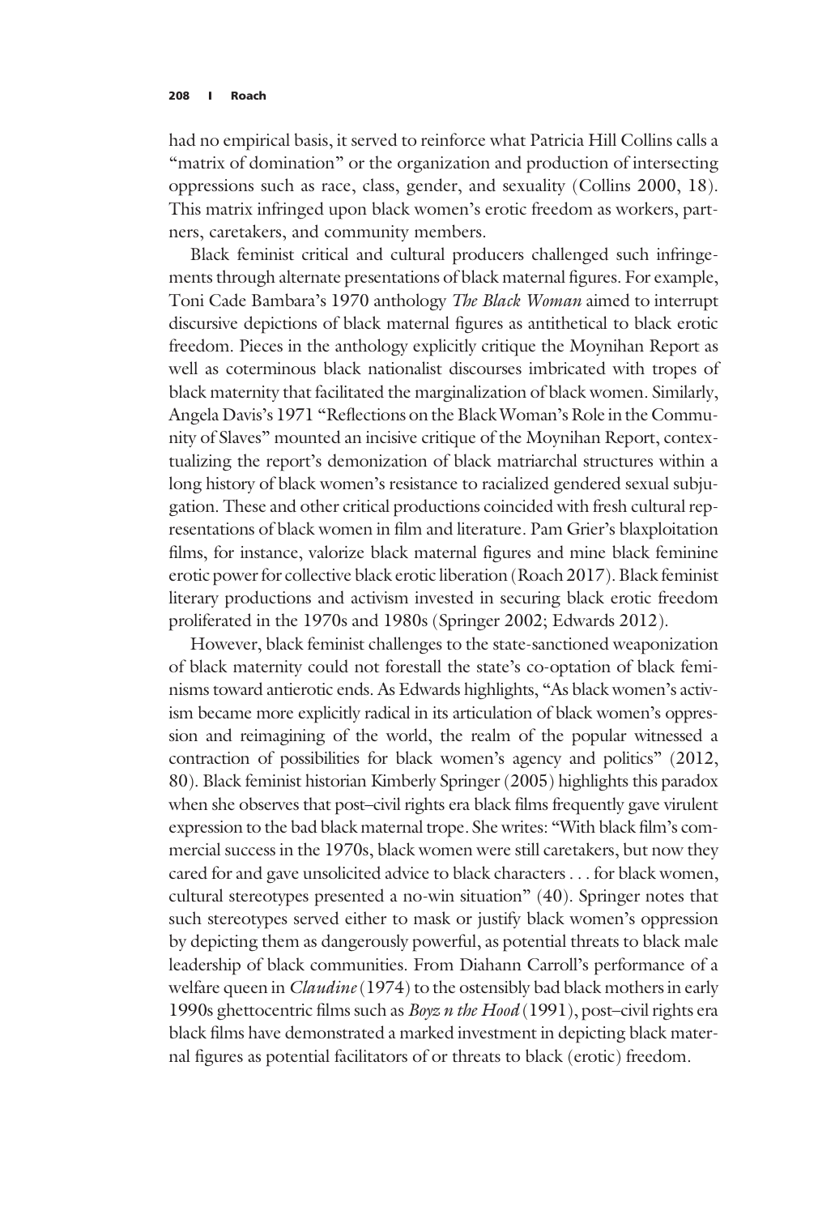had no empirical basis, it served to reinforce what Patricia Hill Collins calls a "matrix of domination" or the organization and production of intersecting oppressions such as race, class, gender, and sexuality (Collins 2000, 18). This matrix infringed upon black women's erotic freedom as workers, partners, caretakers, and community members.

Black feminist critical and cultural producers challenged such infringements through alternate presentations of black maternal figures. For example, Toni Cade Bambara's 1970 anthology *The Black Woman* aimed to interrupt discursive depictions of black maternal figures as antithetical to black erotic freedom. Pieces in the anthology explicitly critique the Moynihan Report as well as coterminous black nationalist discourses imbricated with tropes of black maternity that facilitated the marginalization of black women. Similarly, Angela Davis's 1971 "Reflections on the Black Woman's Role in the Community of Slaves" mounted an incisive critique of the Moynihan Report, contextualizing the report's demonization of black matriarchal structures within a long history of black women's resistance to racialized gendered sexual subjugation. These and other critical productions coincided with fresh cultural representations of black women in film and literature. Pam Grier's blaxploitation films, for instance, valorize black maternal figures and mine black feminine erotic power for collective black erotic liberation (Roach 2017). Black feminist literary productions and activism invested in securing black erotic freedom proliferated in the 1970s and 1980s (Springer 2002; Edwards 2012).

However, black feminist challenges to the state-sanctioned weaponization of black maternity could not forestall the state's co-optation of black feminisms toward antierotic ends. As Edwards highlights, "As black women's activism became more explicitly radical in its articulation of black women's oppression and reimagining of the world, the realm of the popular witnessed a contraction of possibilities for black women's agency and politics" (2012, 80). Black feminist historian Kimberly Springer (2005) highlights this paradox when she observes that post–civil rights era black films frequently gave virulent expression to the bad black maternal trope. She writes: "With black film's commercial success in the 1970s, black women were still caretakers, but now they cared for and gave unsolicited advice to black characters . . . for black women, cultural stereotypes presented a no-win situation" (40). Springer notes that such stereotypes served either to mask or justify black women's oppression by depicting them as dangerously powerful, as potential threats to black male leadership of black communities. From Diahann Carroll's performance of a welfare queen in *Claudine* (1974) to the ostensibly bad black mothers in early 1990s ghettocentric films such as *Boyz n the Hood* (1991), post–civil rights era black films have demonstrated a marked investment in depicting black maternal figures as potential facilitators of or threats to black (erotic) freedom.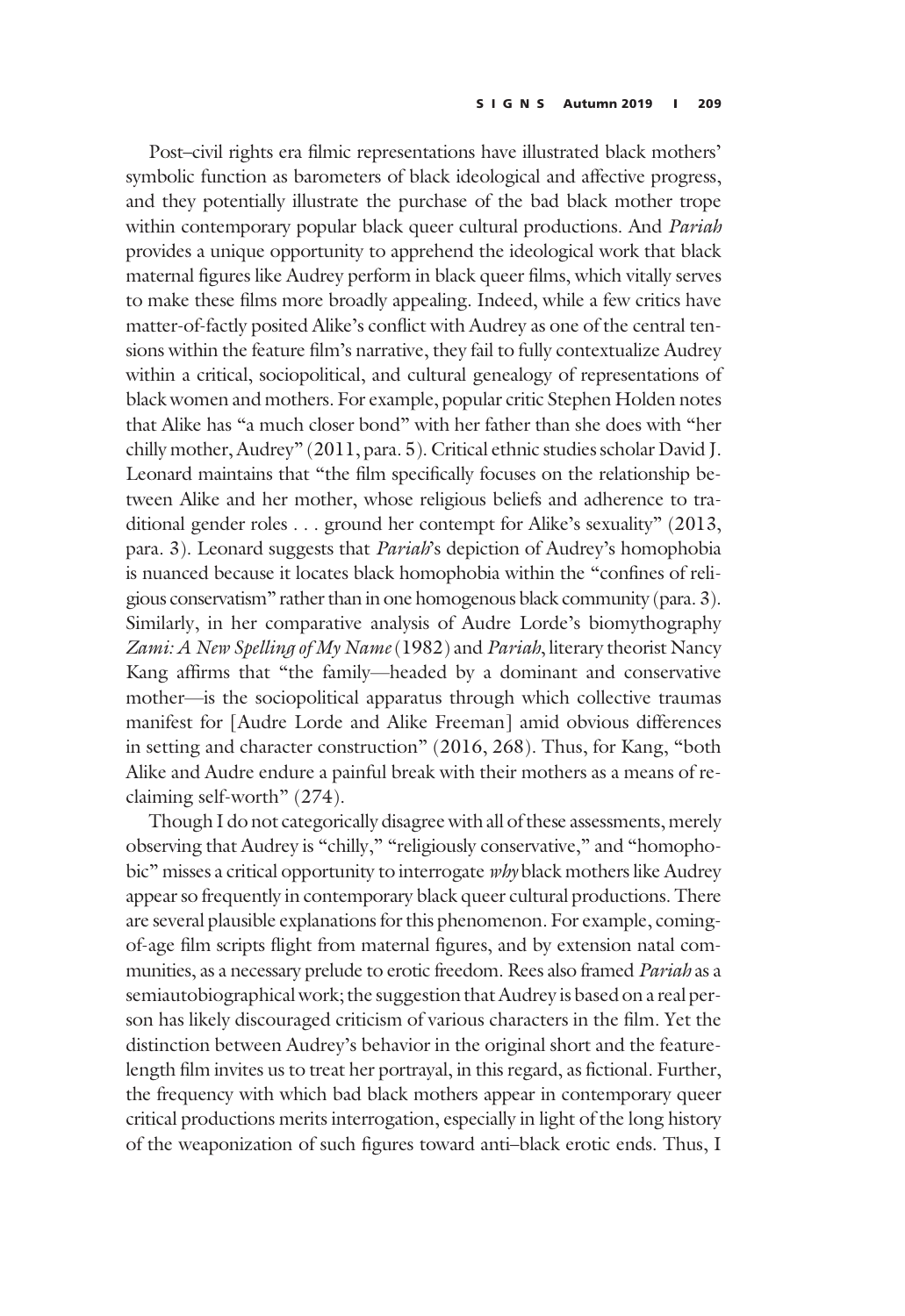Post–civil rights era filmic representations have illustrated black mothers' symbolic function as barometers of black ideological and affective progress, and they potentially illustrate the purchase of the bad black mother trope within contemporary popular black queer cultural productions. And *Pariah* provides a unique opportunity to apprehend the ideological work that black maternal figures like Audrey perform in black queer films, which vitally serves to make these films more broadly appealing. Indeed, while a few critics have matter-of-factly posited Alike's conflict with Audrey as one of the central tensions within the feature film's narrative, they fail to fully contextualize Audrey within a critical, sociopolitical, and cultural genealogy of representations of black women and mothers. For example, popular critic Stephen Holden notes that Alike has "a much closer bond" with her father than she does with "her chilly mother, Audrey" (2011, para. 5). Critical ethnic studies scholar David J. Leonard maintains that "the film specifically focuses on the relationship between Alike and her mother, whose religious beliefs and adherence to traditional gender roles . . . ground her contempt for Alike's sexuality" (2013, para. 3). Leonard suggests that *Pariah*'s depiction of Audrey's homophobia is nuanced because it locates black homophobia within the "confines of religious conservatism" rather than in one homogenous black community (para. 3). Similarly, in her comparative analysis of Audre Lorde's biomythography *Zami: A New Spelling of My Name* (1982) and *Pariah*, literary theorist Nancy Kang affirms that "the family—headed by a dominant and conservative mother—is the sociopolitical apparatus through which collective traumas manifest for [Audre Lorde and Alike Freeman] amid obvious differences in setting and character construction" (2016, 268). Thus, for Kang, "both Alike and Audre endure a painful break with their mothers as a means of reclaiming self-worth" (274).

Though I do not categorically disagree with all of these assessments, merely observing that Audrey is "chilly," "religiously conservative," and "homophobic" misses a critical opportunity to interrogate *why* black mothers like Audrey appear so frequently in contemporary black queer cultural productions. There are several plausible explanations for this phenomenon. For example, coming-of-age film scripts flight from maternal figures, and by extension natal communities, as a necessary prelude to erotic freedom. Rees also framed *Pariah* as a semiautobiographical work; the suggestion that Audrey is based on a real person has likely discouraged criticism of various characters in the film. Yet the distinction between Audrey's behavior in the original short and the feature-length film invites us to treat her portrayal, in this regard, as fictional. Further, the frequency with which bad black mothers appear in contemporary queer critical productions merits interrogation, especially in light of the long history of the weaponization of such figures toward anti–black erotic ends. Thus, I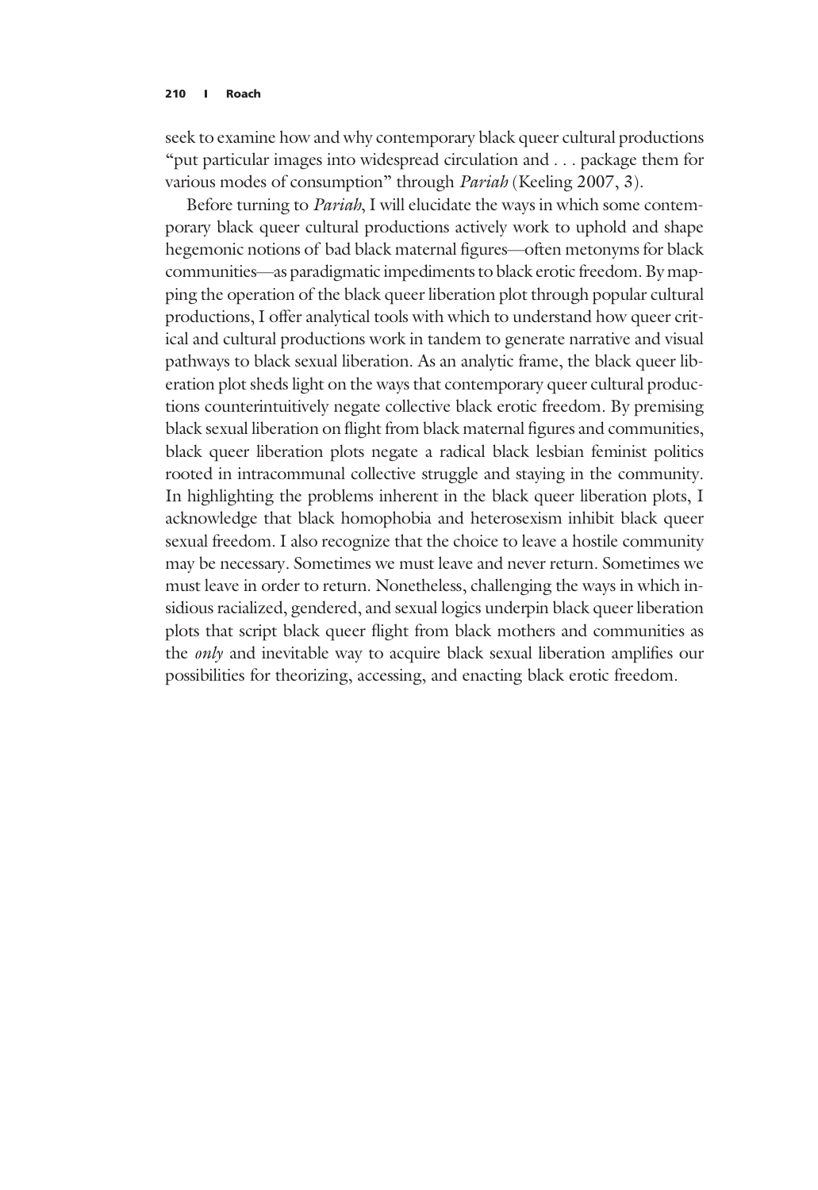seek to examine how and why contemporary black queer cultural productions "put particular images into widespread circulation and . . . package them for various modes of consumption" through *Pariah* (Keeling 2007, 3).

Before turning to *Pariah*, I will elucidate the ways in which some contemporary black queer cultural productions actively work to uphold and shape hegemonic notions of bad black maternal figures—often metonyms for black communities—as paradigmatic impediments to black erotic freedom. By mapping the operation of the black queer liberation plot through popular cultural productions, I offer analytical tools with which to understand how queer critical and cultural productions work in tandem to generate narrative and visual pathways to black sexual liberation. As an analytic frame, the black queer liberation plot sheds light on the ways that contemporary queer cultural productions counterintuitively negate collective black erotic freedom. By premising black sexual liberation on flight from black maternal figures and communities, black queer liberation plots negate a radical black lesbian feminist politics rooted in intracommunal collective struggle and staying in the community. In highlighting the problems inherent in the black queer liberation plots, I acknowledge that black homophobia and heterosexism inhibit black queer sexual freedom. I also recognize that the choice to leave a hostile community may be necessary. Sometimes we must leave and never return. Sometimes we must leave in order to return. Nonetheless, challenging the ways in which insidious racialized, gendered, and sexual logics underpin black queer liberation plots that script black queer flight from black mothers and communities as the *only* and inevitable way to acquire black sexual liberation amplifies our possibilities for theorizing, accessing, and enacting black erotic freedom.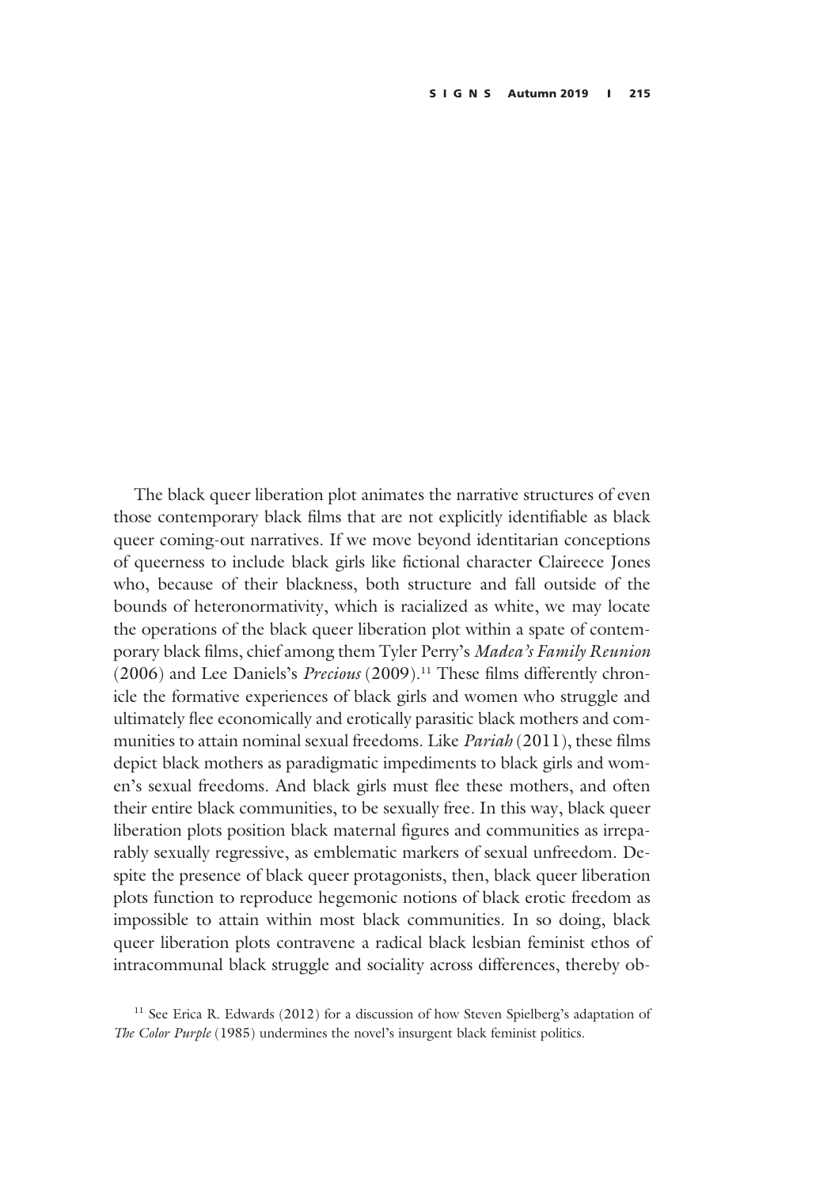The black queer liberation plot animates the narrative structures of even those contemporary black films that are not explicitly identifiable as black queer coming-out narratives. If we move beyond identitarian conceptions of queerness to include black girls like fictional character Claireece Jones who, because of their blackness, both structure and fall outside of the bounds of heteronormativity, which is racialized as white, we may locate the operations of the black queer liberation plot within a spate of contemporary black films, chief among them Tyler Perry's *Madea's Family Reunion* (2006) and Lee Daniels's *Precious* (2009).[11] These films differently chronicle the formative experiences of black girls and women who struggle and ultimately flee economically and erotically parasitic black mothers and communities to attain nominal sexual freedoms. Like *Pariah* (2011), these films depict black mothers as paradigmatic impediments to black girls and women's sexual freedoms. And black girls must flee these mothers, and often their entire black communities, to be sexually free. In this way, black queer liberation plots position black maternal figures and communities as irreparably sexually regressive, as emblematic markers of sexual unfreedom. Despite the presence of black queer protagonists, then, black queer liberation plots function to reproduce hegemonic notions of black erotic freedom as impossible to attain within most black communities. In so doing, black queer liberation plots contravene a radical black lesbian feminist ethos of intracommunal black struggle and sociality across differences, thereby ob-

[11] See Erica R. Edwards (2012) for a discussion of how Steven Spielberg's adaptation of *The Color Purple* (1985) undermines the novel's insurgent black feminist politics.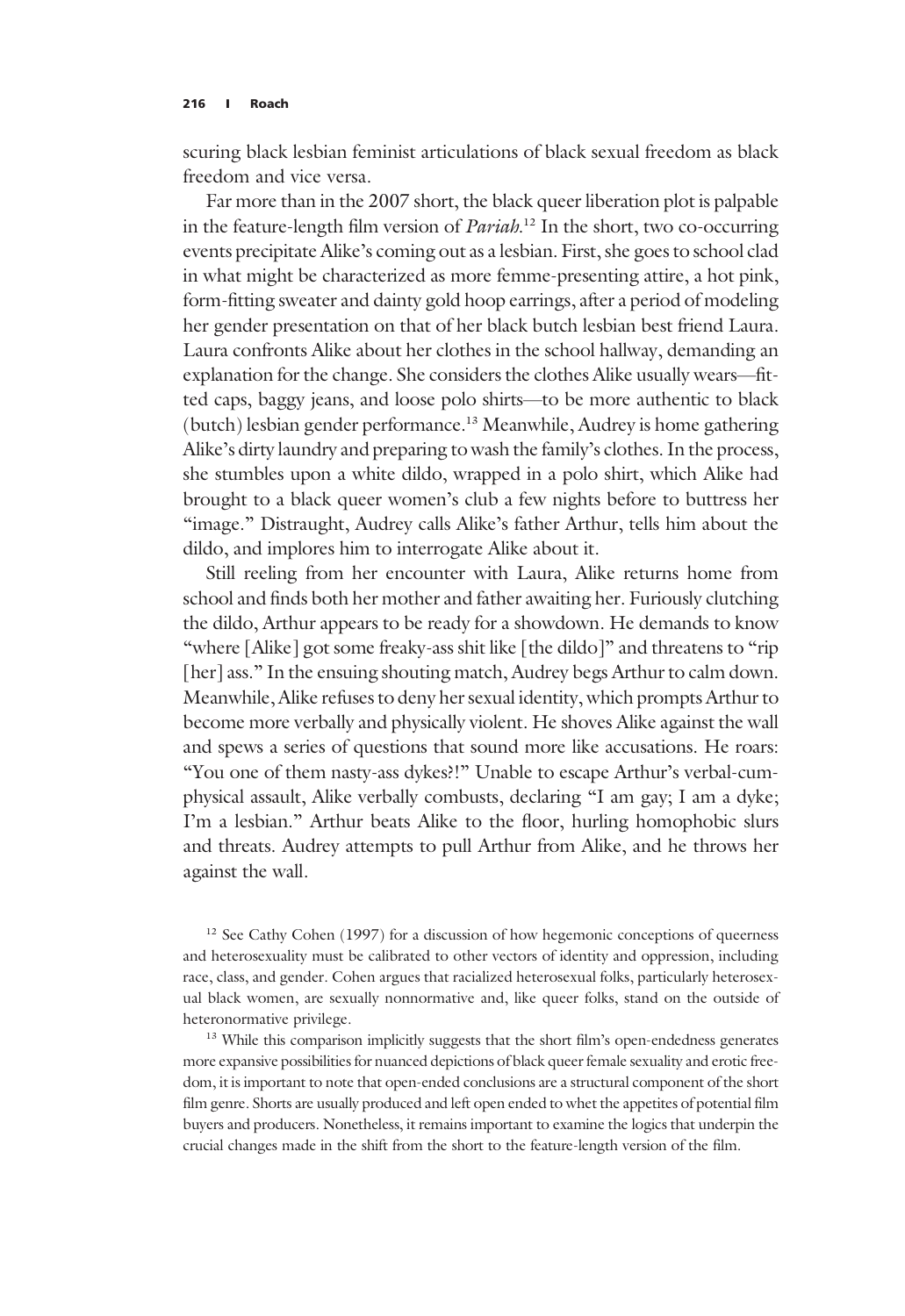scuring black lesbian feminist articulations of black sexual freedom as black freedom and vice versa.

Far more than in the 2007 short, the black queer liberation plot is palpable in the feature-length film version of *Pariah*.[12] In the short, two co-occurring events precipitate Alike's coming out as a lesbian. First, she goes to school clad in what might be characterized as more femme-presenting attire, a hot pink, form-fitting sweater and dainty gold hoop earrings, after a period of modeling her gender presentation on that of her black butch lesbian best friend Laura. Laura confronts Alike about her clothes in the school hallway, demanding an explanation for the change. She considers the clothes Alike usually wears—fitted caps, baggy jeans, and loose polo shirts—to be more authentic to black (butch) lesbian gender performance.[13] Meanwhile, Audrey is home gathering Alike's dirty laundry and preparing to wash the family's clothes. In the process, she stumbles upon a white dildo, wrapped in a polo shirt, which Alike had brought to a black queer women's club a few nights before to buttress her "image." Distraught, Audrey calls Alike's father Arthur, tells him about the dildo, and implores him to interrogate Alike about it.

Still reeling from her encounter with Laura, Alike returns home from school and finds both her mother and father awaiting her. Furiously clutching the dildo, Arthur appears to be ready for a showdown. He demands to know "where [Alike] got some freaky-ass shit like [the dildo]" and threatens to "rip [her] ass." In the ensuing shouting match, Audrey begs Arthur to calm down. Meanwhile, Alike refuses to deny her sexual identity, which prompts Arthur to become more verbally and physically violent. He shoves Alike against the wall and spews a series of questions that sound more like accusations. He roars: "You one of them nasty-ass dykes?!" Unable to escape Arthur's verbal-cum-physical assault, Alike verbally combusts, declaring "I am gay; I am a dyke; I'm a lesbian." Arthur beats Alike to the floor, hurling homophobic slurs and threats. Audrey attempts to pull Arthur from Alike, and he throws her against the wall.

[12] See Cathy Cohen (1997) for a discussion of how hegemonic conceptions of queerness and heterosexuality must be calibrated to other vectors of identity and oppression, including race, class, and gender. Cohen argues that racialized heterosexual folks, particularly heterosexual black women, are sexually nonnormative and, like queer folks, stand on the outside of heteronormative privilege.

[13] While this comparison implicitly suggests that the short film's open-endedness generates more expansive possibilities for nuanced depictions of black queer female sexuality and erotic freedom, it is important to note that open-ended conclusions are a structural component of the short film genre. Shorts are usually produced and left open ended to whet the appetites of potential film buyers and producers. Nonetheless, it remains important to examine the logics that underpin the crucial changes made in the shift from the short to the feature-length version of the film.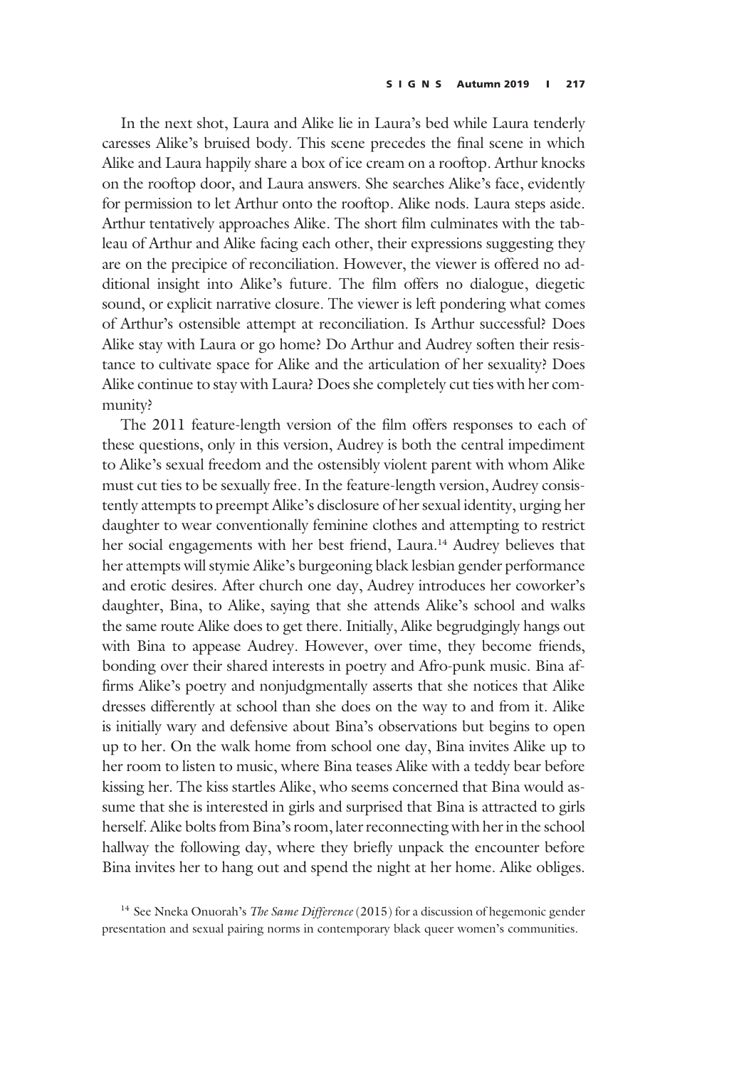In the next shot, Laura and Alike lie in Laura's bed while Laura tenderly caresses Alike's bruised body. This scene precedes the final scene in which Alike and Laura happily share a box of ice cream on a rooftop. Arthur knocks on the rooftop door, and Laura answers. She searches Alike's face, evidently for permission to let Arthur onto the rooftop. Alike nods. Laura steps aside. Arthur tentatively approaches Alike. The short film culminates with the tableau of Arthur and Alike facing each other, their expressions suggesting they are on the precipice of reconciliation. However, the viewer is offered no additional insight into Alike's future. The film offers no dialogue, diegetic sound, or explicit narrative closure. The viewer is left pondering what comes of Arthur's ostensible attempt at reconciliation. Is Arthur successful? Does Alike stay with Laura or go home? Do Arthur and Audrey soften their resistance to cultivate space for Alike and the articulation of her sexuality? Does Alike continue to stay with Laura? Does she completely cut ties with her community?

The 2011 feature-length version of the film offers responses to each of these questions, only in this version, Audrey is both the central impediment to Alike's sexual freedom and the ostensibly violent parent with whom Alike must cut ties to be sexually free. In the feature-length version, Audrey consistently attempts to preempt Alike's disclosure of her sexual identity, urging her daughter to wear conventionally feminine clothes and attempting to restrict her social engagements with her best friend, Laura.[14] Audrey believes that her attempts will stymie Alike's burgeoning black lesbian gender performance and erotic desires. After church one day, Audrey introduces her coworker's daughter, Bina, to Alike, saying that she attends Alike's school and walks the same route Alike does to get there. Initially, Alike begrudgingly hangs out with Bina to appease Audrey. However, over time, they become friends, bonding over their shared interests in poetry and Afro-punk music. Bina affirms Alike's poetry and nonjudgmentally asserts that she notices that Alike dresses differently at school than she does on the way to and from it. Alike is initially wary and defensive about Bina's observations but begins to open up to her. On the walk home from school one day, Bina invites Alike up to her room to listen to music, where Bina teases Alike with a teddy bear before kissing her. The kiss startles Alike, who seems concerned that Bina would assume that she is interested in girls and surprised that Bina is attracted to girls herself. Alike bolts from Bina's room, later reconnecting with her in the school hallway the following day, where they briefly unpack the encounter before Bina invites her to hang out and spend the night at her home. Alike obliges.

[14] See Nneka Onuorah's *The Same Difference* (2015) for a discussion of hegemonic gender presentation and sexual pairing norms in contemporary black queer women's communities.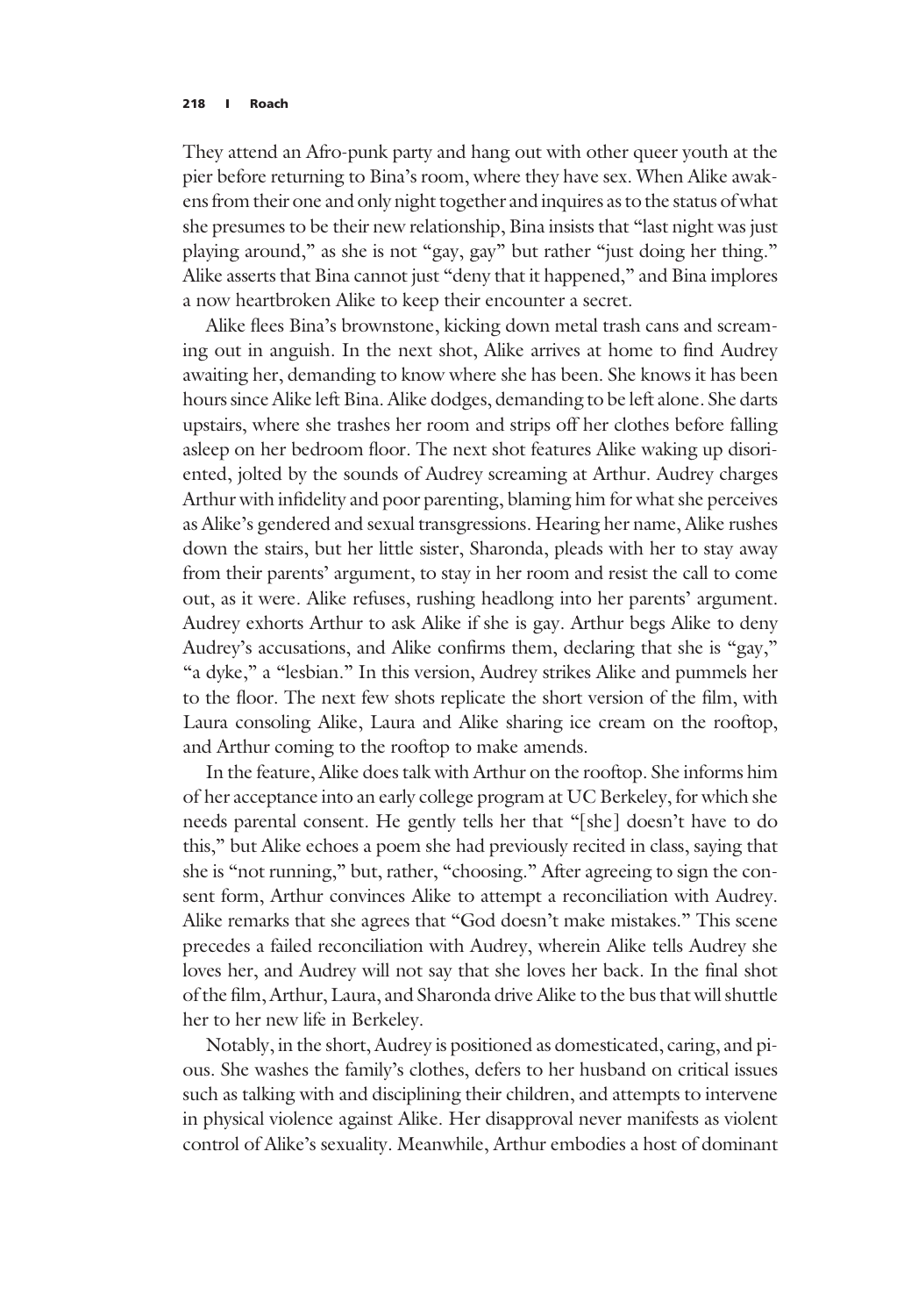They attend an Afro-punk party and hang out with other queer youth at the pier before returning to Bina's room, where they have sex. When Alike awakens from their one and only night together and inquires as to the status of what she presumes to be their new relationship, Bina insists that "last night was just playing around," as she is not "gay, gay" but rather "just doing her thing." Alike asserts that Bina cannot just "deny that it happened," and Bina implores a now heartbroken Alike to keep their encounter a secret.

Alike flees Bina's brownstone, kicking down metal trash cans and screaming out in anguish. In the next shot, Alike arrives at home to find Audrey awaiting her, demanding to know where she has been. She knows it has been hours since Alike left Bina. Alike dodges, demanding to be left alone. She darts upstairs, where she trashes her room and strips off her clothes before falling asleep on her bedroom floor. The next shot features Alike waking up disoriented, jolted by the sounds of Audrey screaming at Arthur. Audrey charges Arthur with infidelity and poor parenting, blaming him for what she perceives as Alike's gendered and sexual transgressions. Hearing her name, Alike rushes down the stairs, but her little sister, Sharonda, pleads with her to stay away from their parents' argument, to stay in her room and resist the call to come out, as it were. Alike refuses, rushing headlong into her parents' argument. Audrey exhorts Arthur to ask Alike if she is gay. Arthur begs Alike to deny Audrey's accusations, and Alike confirms them, declaring that she is "gay," "a dyke," a "lesbian." In this version, Audrey strikes Alike and pummels her to the floor. The next few shots replicate the short version of the film, with Laura consoling Alike, Laura and Alike sharing ice cream on the rooftop, and Arthur coming to the rooftop to make amends.

In the feature, Alike does talk with Arthur on the rooftop. She informs him of her acceptance into an early college program at UC Berkeley, for which she needs parental consent. He gently tells her that "[she] doesn't have to do this," but Alike echoes a poem she had previously recited in class, saying that she is "not running," but, rather, "choosing." After agreeing to sign the consent form, Arthur convinces Alike to attempt a reconciliation with Audrey. Alike remarks that she agrees that "God doesn't make mistakes." This scene precedes a failed reconciliation with Audrey, wherein Alike tells Audrey she loves her, and Audrey will not say that she loves her back. In the final shot of the film, Arthur, Laura, and Sharonda drive Alike to the bus that will shuttle her to her new life in Berkeley.

Notably, in the short, Audrey is positioned as domesticated, caring, and pious. She washes the family's clothes, defers to her husband on critical issues such as talking with and disciplining their children, and attempts to intervene in physical violence against Alike. Her disapproval never manifests as violent control of Alike's sexuality. Meanwhile, Arthur embodies a host of dominant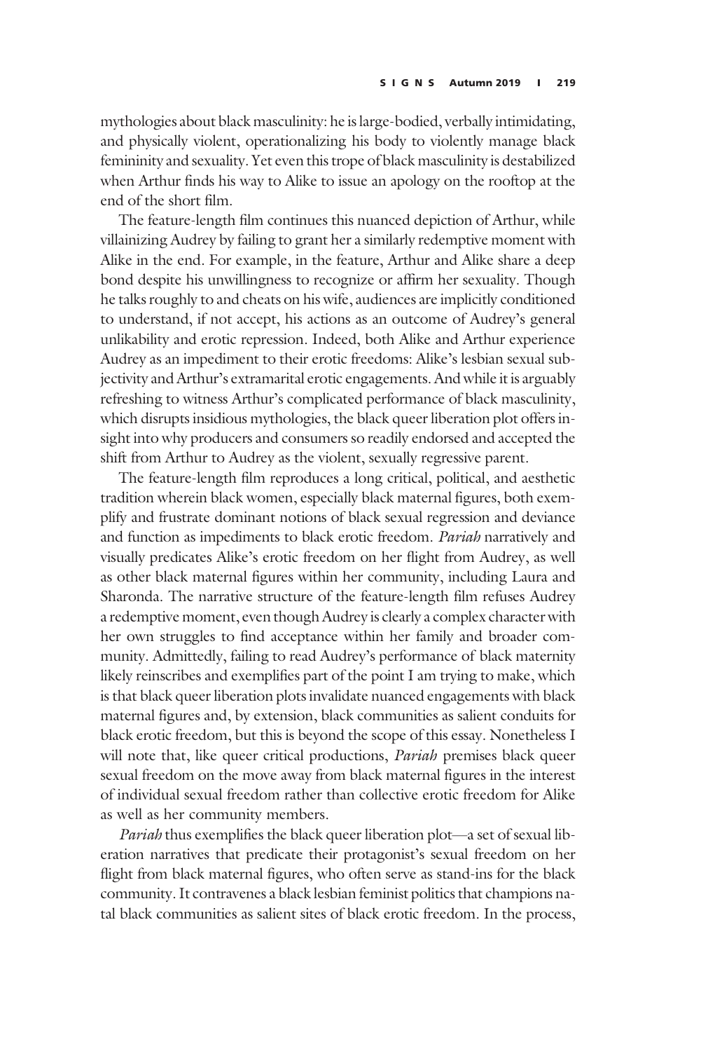mythologies about black masculinity: he is large-bodied, verbally intimidating, and physically violent, operationalizing his body to violently manage black femininity and sexuality. Yet even this trope of black masculinity is destabilized when Arthur finds his way to Alike to issue an apology on the rooftop at the end of the short film.

The feature-length film continues this nuanced depiction of Arthur, while villainizing Audrey by failing to grant her a similarly redemptive moment with Alike in the end. For example, in the feature, Arthur and Alike share a deep bond despite his unwillingness to recognize or affirm her sexuality. Though he talks roughly to and cheats on his wife, audiences are implicitly conditioned to understand, if not accept, his actions as an outcome of Audrey's general unlikability and erotic repression. Indeed, both Alike and Arthur experience Audrey as an impediment to their erotic freedoms: Alike's lesbian sexual subjectivity and Arthur's extramarital erotic engagements. And while it is arguably refreshing to witness Arthur's complicated performance of black masculinity, which disrupts insidious mythologies, the black queer liberation plot offers insight into why producers and consumers so readily endorsed and accepted the shift from Arthur to Audrey as the violent, sexually regressive parent.

The feature-length film reproduces a long critical, political, and aesthetic tradition wherein black women, especially black maternal figures, both exemplify and frustrate dominant notions of black sexual regression and deviance and function as impediments to black erotic freedom. *Pariah* narratively and visually predicates Alike's erotic freedom on her flight from Audrey, as well as other black maternal figures within her community, including Laura and Sharonda. The narrative structure of the feature-length film refuses Audrey a redemptive moment, even though Audrey is clearly a complex character with her own struggles to find acceptance within her family and broader community. Admittedly, failing to read Audrey's performance of black maternity likely reinscribes and exemplifies part of the point I am trying to make, which is that black queer liberation plots invalidate nuanced engagements with black maternal figures and, by extension, black communities as salient conduits for black erotic freedom, but this is beyond the scope of this essay. Nonetheless I will note that, like queer critical productions, *Pariah* premises black queer sexual freedom on the move away from black maternal figures in the interest of individual sexual freedom rather than collective erotic freedom for Alike as well as her community members.

*Pariah* thus exemplifies the black queer liberation plot—a set of sexual liberation narratives that predicate their protagonist's sexual freedom on her flight from black maternal figures, who often serve as stand-ins for the black community. It contravenes a black lesbian feminist politics that champions natal black communities as salient sites of black erotic freedom. In the process,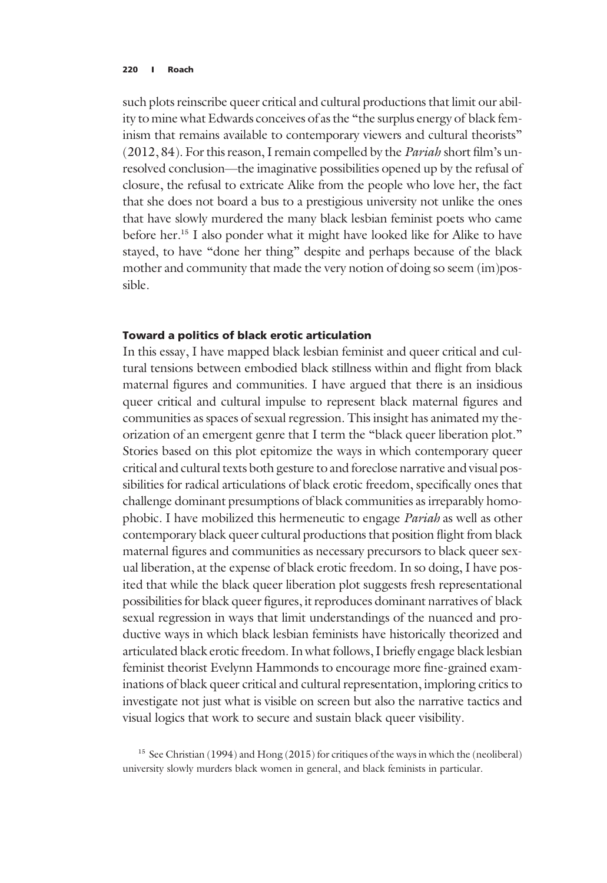such plots reinscribe queer critical and cultural productions that limit our ability to mine what Edwards conceives of as the "the surplus energy of black feminism that remains available to contemporary viewers and cultural theorists" (2012, 84). For this reason, I remain compelled by the *Pariah* short film's unresolved conclusion—the imaginative possibilities opened up by the refusal of closure, the refusal to extricate Alike from the people who love her, the fact that she does not board a bus to a prestigious university not unlike the ones that have slowly murdered the many black lesbian feminist poets who came before her.[15] I also ponder what it might have looked like for Alike to have stayed, to have "done her thing" despite and perhaps because of the black mother and community that made the very notion of doing so seem (im)possible.

### Toward a politics of black erotic articulation

In this essay, I have mapped black lesbian feminist and queer critical and cultural tensions between embodied black stillness within and flight from black maternal figures and communities. I have argued that there is an insidious queer critical and cultural impulse to represent black maternal figures and communities as spaces of sexual regression. This insight has animated my theorization of an emergent genre that I term the "black queer liberation plot." Stories based on this plot epitomize the ways in which contemporary queer critical and cultural texts both gesture to and foreclose narrative and visual possibilities for radical articulations of black erotic freedom, specifically ones that challenge dominant presumptions of black communities as irreparably homophobic. I have mobilized this hermeneutic to engage *Pariah* as well as other contemporary black queer cultural productions that position flight from black maternal figures and communities as necessary precursors to black queer sexual liberation, at the expense of black erotic freedom. In so doing, I have posited that while the black queer liberation plot suggests fresh representational possibilities for black queer figures, it reproduces dominant narratives of black sexual regression in ways that limit understandings of the nuanced and productive ways in which black lesbian feminists have historically theorized and articulated black erotic freedom. In what follows, I briefly engage black lesbian feminist theorist Evelynn Hammonds to encourage more fine-grained examinations of black queer critical and cultural representation, imploring critics to investigate not just what is visible on screen but also the narrative tactics and visual logics that work to secure and sustain black queer visibility.

[15] See Christian (1994) and Hong (2015) for critiques of the ways in which the (neoliberal) university slowly murders black women in general, and black feminists in particular.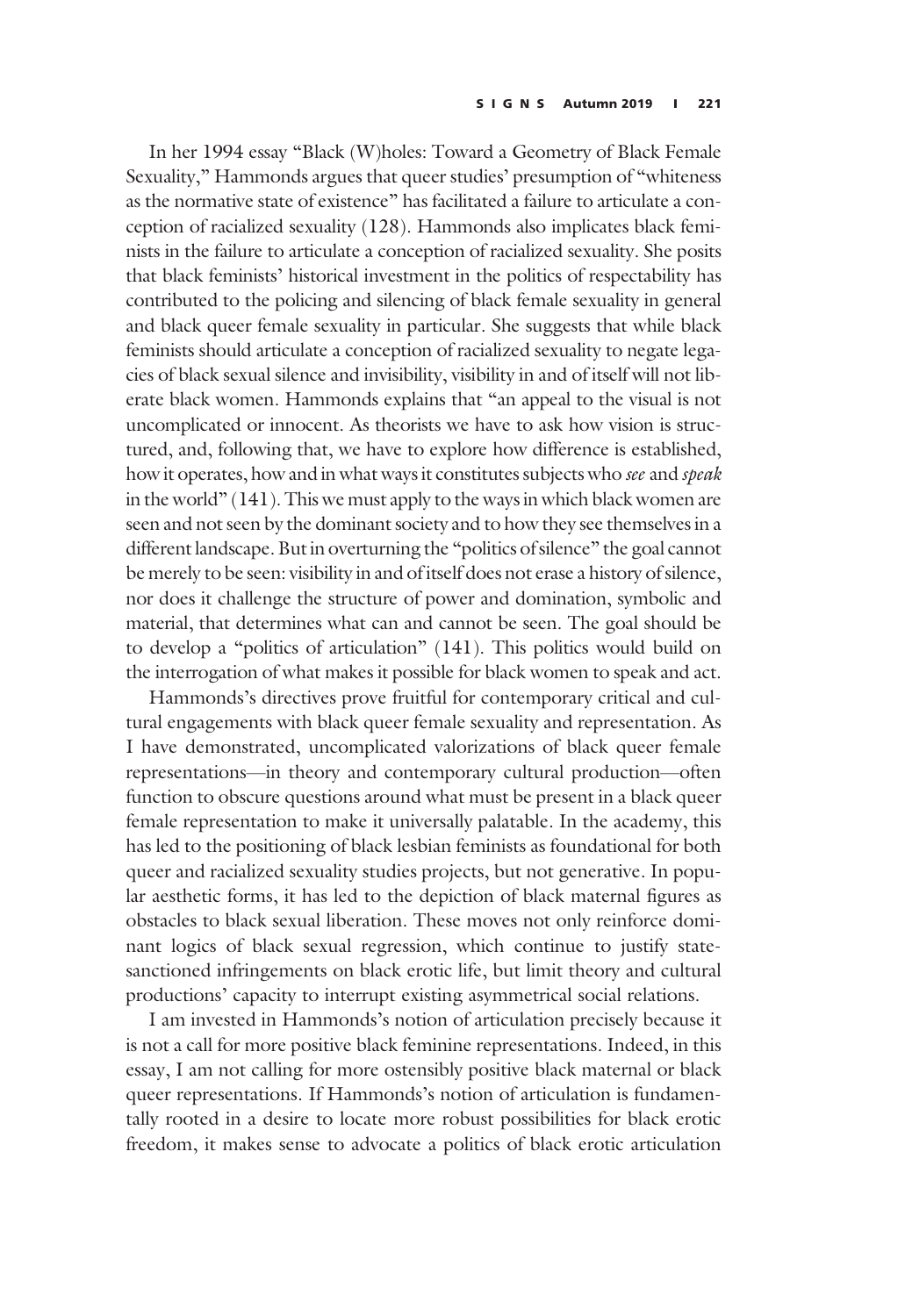In her 1994 essay "Black (W)holes: Toward a Geometry of Black Female Sexuality," Hammonds argues that queer studies' presumption of "whiteness as the normative state of existence" has facilitated a failure to articulate a conception of racialized sexuality (128). Hammonds also implicates black feminists in the failure to articulate a conception of racialized sexuality. She posits that black feminists' historical investment in the politics of respectability has contributed to the policing and silencing of black female sexuality in general and black queer female sexuality in particular. She suggests that while black feminists should articulate a conception of racialized sexuality to negate legacies of black sexual silence and invisibility, visibility in and of itself will not liberate black women. Hammonds explains that "an appeal to the visual is not uncomplicated or innocent. As theorists we have to ask how vision is structured, and, following that, we have to explore how difference is established, how it operates, how and in what ways it constitutes subjects who *see* and *speak* in the world" (141). This we must apply to the ways in which black women are seen and not seen by the dominant society and to how they see themselves in a different landscape. But in overturning the "politics of silence" the goal cannot be merely to be seen: visibility in and of itself does not erase a history of silence, nor does it challenge the structure of power and domination, symbolic and material, that determines what can and cannot be seen. The goal should be to develop a "politics of articulation" (141). This politics would build on the interrogation of what makes it possible for black women to speak and act.

Hammonds's directives prove fruitful for contemporary critical and cultural engagements with black queer female sexuality and representation. As I have demonstrated, uncomplicated valorizations of black queer female representations—in theory and contemporary cultural production—often function to obscure questions around what must be present in a black queer female representation to make it universally palatable. In the academy, this has led to the positioning of black lesbian feminists as foundational for both queer and racialized sexuality studies projects, but not generative. In popular aesthetic forms, it has led to the depiction of black maternal figures as obstacles to black sexual liberation. These moves not only reinforce dominant logics of black sexual regression, which continue to justify state-sanctioned infringements on black erotic life, but limit theory and cultural productions' capacity to interrupt existing asymmetrical social relations.

I am invested in Hammonds's notion of articulation precisely because it is not a call for more positive black feminine representations. Indeed, in this essay, I am not calling for more ostensibly positive black maternal or black queer representations. If Hammonds's notion of articulation is fundamentally rooted in a desire to locate more robust possibilities for black erotic freedom, it makes sense to advocate a politics of black erotic articulation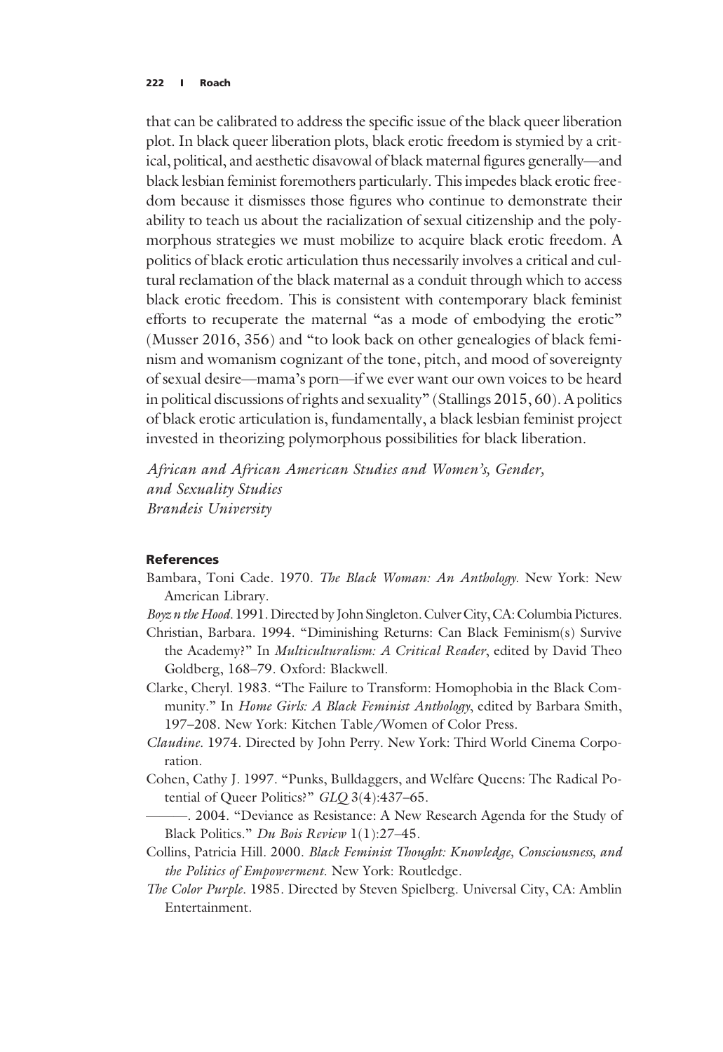that can be calibrated to address the specific issue of the black queer liberation plot. In black queer liberation plots, black erotic freedom is stymied by a critical, political, and aesthetic disavowal of black maternal figures generally—and black lesbian feminist foremothers particularly. This impedes black erotic freedom because it dismisses those figures who continue to demonstrate their ability to teach us about the racialization of sexual citizenship and the polymorphous strategies we must mobilize to acquire black erotic freedom. A politics of black erotic articulation thus necessarily involves a critical and cultural reclamation of the black maternal as a conduit through which to access black erotic freedom. This is consistent with contemporary black feminist efforts to recuperate the maternal "as a mode of embodying the erotic" (Musser 2016, 356) and "to look back on other genealogies of black feminism and womanism cognizant of the tone, pitch, and mood of sovereignty of sexual desire—mama's porn—if we ever want our own voices to be heard in political discussions of rights and sexuality" (Stallings 2015, 60). A politics of black erotic articulation is, fundamentally, a black lesbian feminist project invested in theorizing polymorphous possibilities for black liberation.

*African and African American Studies and Women's, Gender, and Sexuality Studies*
*Brandeis University*

## References

Bambara, Toni Cade. 1970. *The Black Woman: An Anthology.* New York: New American Library.

*Boyz n the Hood.* 1991. Directed by John Singleton. Culver City, CA: Columbia Pictures.

Christian, Barbara. 1994. "Diminishing Returns: Can Black Feminism(s) Survive the Academy?" In *Multiculturalism: A Critical Reader*, edited by David Theo Goldberg, 168–79. Oxford: Blackwell.

Clarke, Cheryl. 1983. "The Failure to Transform: Homophobia in the Black Community." In *Home Girls: A Black Feminist Anthology*, edited by Barbara Smith, 197–208. New York: Kitchen Table/Women of Color Press.

*Claudine.* 1974. Directed by John Perry. New York: Third World Cinema Corporation.

Cohen, Cathy J. 1997. "Punks, Bulldaggers, and Welfare Queens: The Radical Potential of Queer Politics?" *GLQ* 3(4):437–65.

———. 2004. "Deviance as Resistance: A New Research Agenda for the Study of Black Politics." *Du Bois Review* 1(1):27–45.

Collins, Patricia Hill. 2000. *Black Feminist Thought: Knowledge, Consciousness, and the Politics of Empowerment.* New York: Routledge.

*The Color Purple.* 1985. Directed by Steven Spielberg. Universal City, CA: Amblin Entertainment.